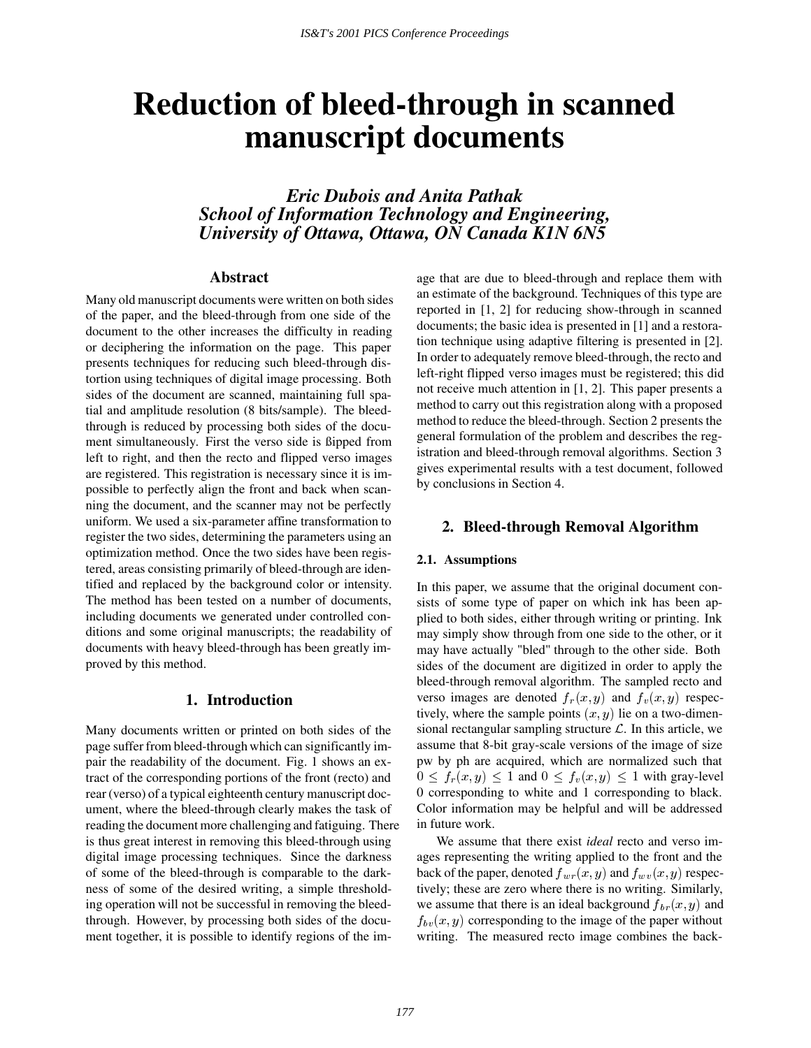# Reduction of bleed-through in scanned manuscript documents

*Eric Dubois and Anita Pathak*
*School of Information Technology and Engineering,*
*University of Ottawa, Ottawa, ON Canada K1N 6N5*

## Abstract

Many old manuscript documents were written on both sides of the paper, and the bleed-through from one side of the document to the other increases the difficulty in reading or deciphering the information on the page. This paper presents techniques for reducing such bleed-through distortion using techniques of digital image processing. Both sides of the document are scanned, maintaining full spatial and amplitude resolution (8 bits/sample). The bleed-through is reduced by processing both sides of the document simultaneously. First the verso side is ßipped from left to right, and then the recto and flipped verso images are registered. This registration is necessary since it is impossible to perfectly align the front and back when scanning the document, and the scanner may not be perfectly uniform. We used a six-parameter affine transformation to register the two sides, determining the parameters using an optimization method. Once the two sides have been registered, areas consisting primarily of bleed-through are identified and replaced by the background color or intensity. The method has been tested on a number of documents, including documents we generated under controlled conditions and some original manuscripts; the readability of documents with heavy bleed-through has been greatly improved by this method.

## 1. Introduction

Many documents written or printed on both sides of the page suffer from bleed-through which can significantly impair the readability of the document. Fig. 1 shows an extract of the corresponding portions of the front (recto) and rear (verso) of a typical eighteenth century manuscript document, where the bleed-through clearly makes the task of reading the document more challenging and fatiguing. There is thus great interest in removing this bleed-through using digital image processing techniques. Since the darkness of some of the bleed-through is comparable to the darkness of some of the desired writing, a simple thresholding operation will not be successful in removing the bleed-through. However, by processing both sides of the document together, it is possible to identify regions of the image that are due to bleed-through and replace them with an estimate of the background. Techniques of this type are reported in [1, 2] for reducing show-through in scanned documents; the basic idea is presented in [1] and a restoration technique using adaptive filtering is presented in [2]. In order to adequately remove bleed-through, the recto and left-right flipped verso images must be registered; this did not receive much attention in [1, 2]. This paper presents a method to carry out this registration along with a proposed method to reduce the bleed-through. Section 2 presents the general formulation of the problem and describes the registration and bleed-through removal algorithms. Section 3 gives experimental results with a test document, followed by conclusions in Section 4.

## 2. Bleed-through Removal Algorithm

### 2.1. Assumptions

In this paper, we assume that the original document consists of some type of paper on which ink has been applied to both sides, either through writing or printing. Ink may simply show through from one side to the other, or it may have actually "bled" through to the other side. Both sides of the document are digitized in order to apply the bleed-through removal algorithm. The sampled recto and verso images are denoted $f_r(x, y)$ and $f_v(x, y)$ respectively, where the sample points $(x, y)$ lie on a two-dimensional rectangular sampling structure $\mathcal{L}$. In this article, we assume that 8-bit gray-scale versions of the image of size pw by ph are acquired, which are normalized such that $0 \leq f_r(x, y) \leq 1$ and $0 \leq f_v(x, y) \leq 1$ with gray-level 0 corresponding to white and 1 corresponding to black. Color information may be helpful and will be addressed in future work.

We assume that there exist *ideal* recto and verso images representing the writing applied to the front and the back of the paper, denoted $f_{wr}(x, y)$ and $f_{wv}(x, y)$ respectively; these are zero where there is no writing. Similarly, we assume that there is an ideal background $f_{br}(x, y)$ and $f_{bv}(x, y)$ corresponding to the image of the paper without writing. The measured recto image combines the back-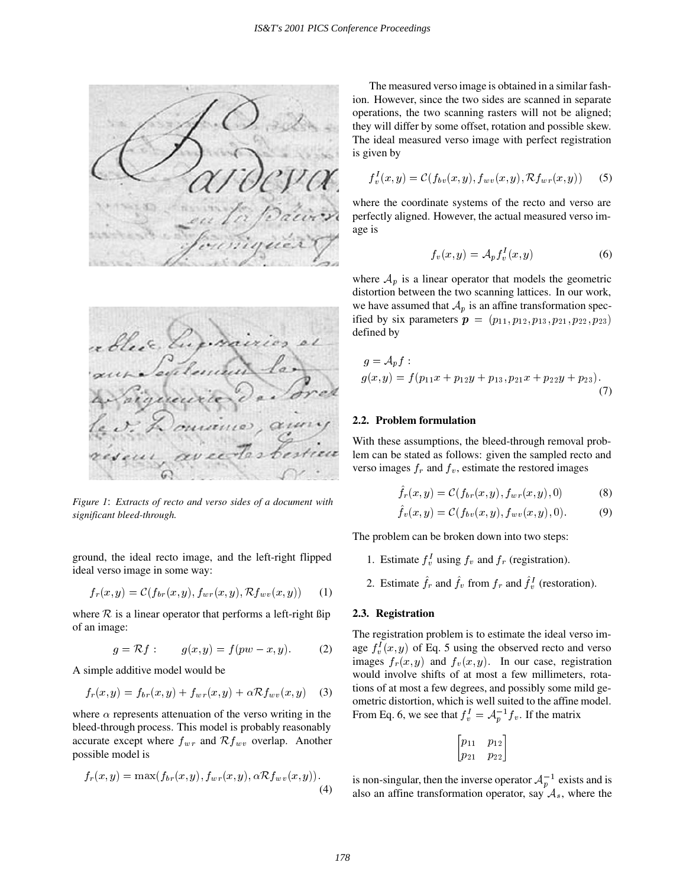*Figure 1*: *Extracts of recto and verso sides of a document with significant bleed-through.*

ground, the ideal recto image, and the left-right flipped ideal verso image in some way:

$$f_r(x,y) = \mathcal{C}(f_{br}(x,y), f_{wr}(x,y), \mathcal{R}f_{wv}(x,y)) \quad (1)$$

where $\mathcal{R}$ is a linear operator that performs a left-right flip of an image:

$$g = \mathcal{R}f: \qquad g(x,y) = f(pw - x, y). \quad (2)$$

A simple additive model would be

$$f_r(x,y) = f_{br}(x,y) + f_{wr}(x,y) + \alpha\mathcal{R}f_{wv}(x,y) \quad (3)$$

where $\alpha$ represents attenuation of the verso writing in the bleed-through process. This model is probably reasonably accurate except where $f_{wr}$ and $\mathcal{R}f_{wv}$ overlap. Another possible model is

$$f_r(x,y) = \max(f_{br}(x,y), f_{wr}(x,y), \alpha\mathcal{R}f_{wv}(x,y)). \quad (4)$$

The measured verso image is obtained in a similar fashion. However, since the two sides are scanned in separate operations, the two scanning rasters will not be aligned; they will differ by some offset, rotation and possible skew. The ideal measured verso image with perfect registration is given by

$$f_v^I(x,y) = \mathcal{C}(f_{bv}(x,y), f_{wv}(x,y), \mathcal{R}f_{wr}(x,y)) \quad (5)$$

where the coordinate systems of the recto and verso are perfectly aligned. However, the actual measured verso image is

$$f_v(x,y) = \mathcal{A}_p f_v^I(x,y) \quad (6)$$

where $\mathcal{A}_p$ is a linear operator that models the geometric distortion between the two scanning lattices. In our work, we have assumed that $\mathcal{A}_p$ is an affine transformation specified by six parameters $\boldsymbol{p} = (p_{11}, p_{12}, p_{13}, p_{21}, p_{22}, p_{23})$ defined by

$$\begin{aligned} &g = \mathcal{A}_p f: \\ &g(x,y) = f(p_{11}x + p_{12}y + p_{13}, p_{21}x + p_{22}y + p_{23}). \end{aligned} \quad (7)$$

### 2.2. Problem formulation

With these assumptions, the bleed-through removal problem can be stated as follows: given the sampled recto and verso images $f_r$ and $f_v$, estimate the restored images

$$\hat{f}_r(x,y) = \mathcal{C}(f_{br}(x,y), f_{wr}(x,y), 0) \quad (8)$$

$$\hat{f}_v(x,y) = \mathcal{C}(f_{bv}(x,y), f_{wv}(x,y), 0). \quad (9)$$

The problem can be broken down into two steps:

1. Estimate $f_v^I$ using $f_v$ and $f_r$ (registration).
2. Estimate $\hat{f}_r$ and $\hat{f}_v$ from $f_r$ and $\hat{f}_v^I$ (restoration).

### 2.3. Registration

The registration problem is to estimate the ideal verso image $f_v^I(x,y)$ of Eq. 5 using the observed recto and verso images $f_r(x,y)$ and $f_v(x,y)$. In our case, registration would involve shifts of at most a few millimeters, rotations of at most a few degrees, and possibly some mild geometric distortion, which is well suited to the affine model. From Eq. 6, we see that $f_v^I = \mathcal{A}_p^{-1} f_v$. If the matrix

$$\begin{bmatrix} p_{11} & p_{12} \\ p_{21} & p_{22} \end{bmatrix}$$

is non-singular, then the inverse operator $\mathcal{A}_p^{-1}$ exists and is also an affine transformation operator, say $\mathcal{A}_s$, where the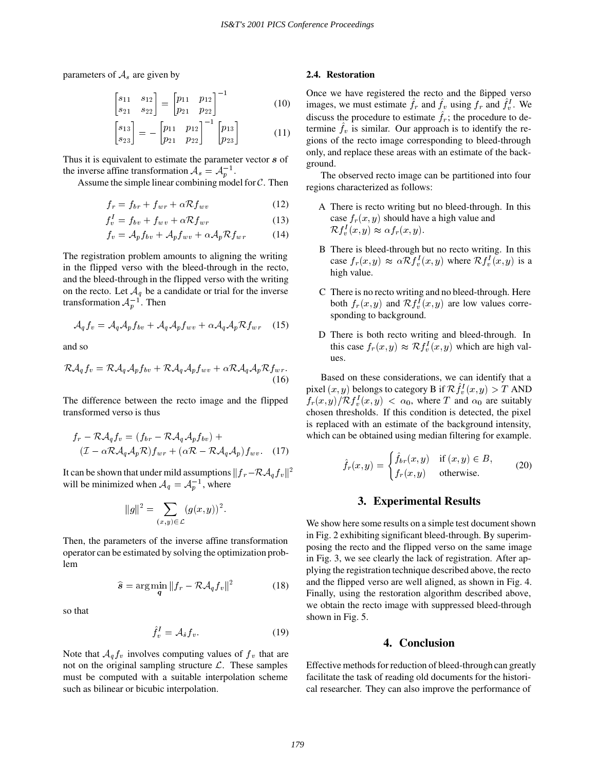parameters of $\mathcal{A}_s$ are given by

$$\begin{bmatrix} s_{11} & s_{12} \\ s_{21} & s_{22} \end{bmatrix} = \begin{bmatrix} p_{11} & p_{12} \\ p_{21} & p_{22} \end{bmatrix}^{-1} \tag{10}$$

$$\begin{bmatrix} s_{13} \\ s_{23} \end{bmatrix} = -\begin{bmatrix} p_{11} & p_{12} \\ p_{21} & p_{22} \end{bmatrix}^{-1} \begin{bmatrix} p_{13} \\ p_{23} \end{bmatrix} \tag{11}$$

Thus it is equivalent to estimate the parameter vector $\boldsymbol{s}$ of the inverse affine transformation $\mathcal{A}_s = \mathcal{A}_p^{-1}$.

Assume the simple linear combining model for $\mathcal{C}$. Then

$$f_r = f_{br} + f_{wr} + \alpha \mathcal{R} f_{wv} \tag{12}$$

$$f_v^I = f_{bv} + f_{wv} + \alpha \mathcal{R} f_{wr} \tag{13}$$

$$f_v = \mathcal{A}_p f_{bv} + \mathcal{A}_p f_{wv} + \alpha \mathcal{A}_p \mathcal{R} f_{wr} \tag{14}$$

The registration problem amounts to aligning the writing in the flipped verso with the bleed-through in the recto, and the bleed-through in the flipped verso with the writing on the recto. Let $\mathcal{A}_q$ be a candidate or trial for the inverse transformation $\mathcal{A}_p^{-1}$. Then

$$\mathcal{A}_q f_v = \mathcal{A}_q \mathcal{A}_p f_{bv} + \mathcal{A}_q \mathcal{A}_p f_{wv} + \alpha \mathcal{A}_q \mathcal{A}_p \mathcal{R} f_{wr} \tag{15}$$

and so

$$\mathcal{R}\mathcal{A}_q f_v = \mathcal{R}\mathcal{A}_q \mathcal{A}_p f_{bv} + \mathcal{R}\mathcal{A}_q \mathcal{A}_p f_{wv} + \alpha \mathcal{R}\mathcal{A}_q \mathcal{A}_p \mathcal{R} f_{wr}. \tag{16}$$

The difference between the recto image and the flipped transformed verso is thus

$$\begin{aligned} f_r - \mathcal{R}\mathcal{A}_q f_v = {} & (f_{br} - \mathcal{R}\mathcal{A}_q \mathcal{A}_p f_{bv}) + \\ & (\mathcal{I} - \alpha \mathcal{R}\mathcal{A}_q \mathcal{A}_p \mathcal{R}) f_{wr} + (\alpha \mathcal{R} - \mathcal{R}\mathcal{A}_q \mathcal{A}_p) f_{wv}. \end{aligned} \tag{17}$$

It can be shown that under mild assumptions $\|f_r - \mathcal{R}\mathcal{A}_q f_v\|^2$ will be minimized when $\mathcal{A}_q = \mathcal{A}_p^{-1}$, where

$$\|g\|^2 = \sum_{(x,y) \in \mathcal{L}} (g(x,y))^2.$$

Then, the parameters of the inverse affine transformation operator can be estimated by solving the optimization problem

$$\widehat{\boldsymbol{s}} = \arg\min_{\boldsymbol{q}} \|f_r - \mathcal{R}\mathcal{A}_q f_v\|^2 \tag{18}$$

so that

$$\hat{f}_v^I = \mathcal{A}_{\hat{s}} f_v. \tag{19}$$

Note that $\mathcal{A}_q f_v$ involves computing values of $f_v$ that are not on the original sampling structure $\mathcal{L}$. These samples must be computed with a suitable interpolation scheme such as bilinear or bicubic interpolation.

### 2.4. Restoration

Once we have registered the recto and the flipped verso images, we must estimate $\hat{f}_r$ and $\hat{f}_v$ using $f_r$ and $\hat{f}_v^I$. We discuss the procedure to estimate $\hat{f}_r$; the procedure to determine $\hat{f}_v$ is similar. Our approach is to identify the regions of the recto image corresponding to bleed-through only, and replace these areas with an estimate of the background.

The observed recto image can be partitioned into four regions characterized as follows:

- A There is recto writing but no bleed-through. In this case $f_r(x,y)$ should have a high value and $\mathcal{R} f_v^I(x,y) \approx \alpha f_r(x,y)$.
- B There is bleed-through but no recto writing. In this case $f_r(x,y) \approx \alpha \mathcal{R} f_v^I(x,y)$ where $\mathcal{R} f_v^I(x,y)$ is a high value.
- C There is no recto writing and no bleed-through. Here both $f_r(x,y)$ and $\mathcal{R} f_v^I(x,y)$ are low values corresponding to background.
- D There is both recto writing and bleed-through. In this case $f_r(x,y) \approx \mathcal{R} f_v^I(x,y)$ which are high values.

Based on these considerations, we can identify that a pixel $(x,y)$ belongs to category B if $\mathcal{R}\hat{f}_v^I(x,y) > T$ AND $f_r(x,y)/\mathcal{R} f_v^I(x,y) < \alpha_0$, where $T$ and $\alpha_0$ are suitably chosen thresholds. If this condition is detected, the pixel is replaced with an estimate of the background intensity, which can be obtained using median filtering for example.

$$\hat{f}_r(x,y) = \begin{cases} \hat{f}_{br}(x,y) & \text{if } (x,y) \in B, \\ f_r(x,y) & \text{otherwise.} \end{cases} \tag{20}$$

## 3. Experimental Results

We show here some results on a simple test document shown in Fig. 2 exhibiting significant bleed-through. By superimposing the recto and the flipped verso on the same image in Fig. 3, we see clearly the lack of registration. After applying the registration technique described above, the recto and the flipped verso are well aligned, as shown in Fig. 4. Finally, using the restoration algorithm described above, we obtain the recto image with suppressed bleed-through shown in Fig. 5.

## 4. Conclusion

Effective methods for reduction of bleed-through can greatly facilitate the task of reading old documents for the historical researcher. They can also improve the performance of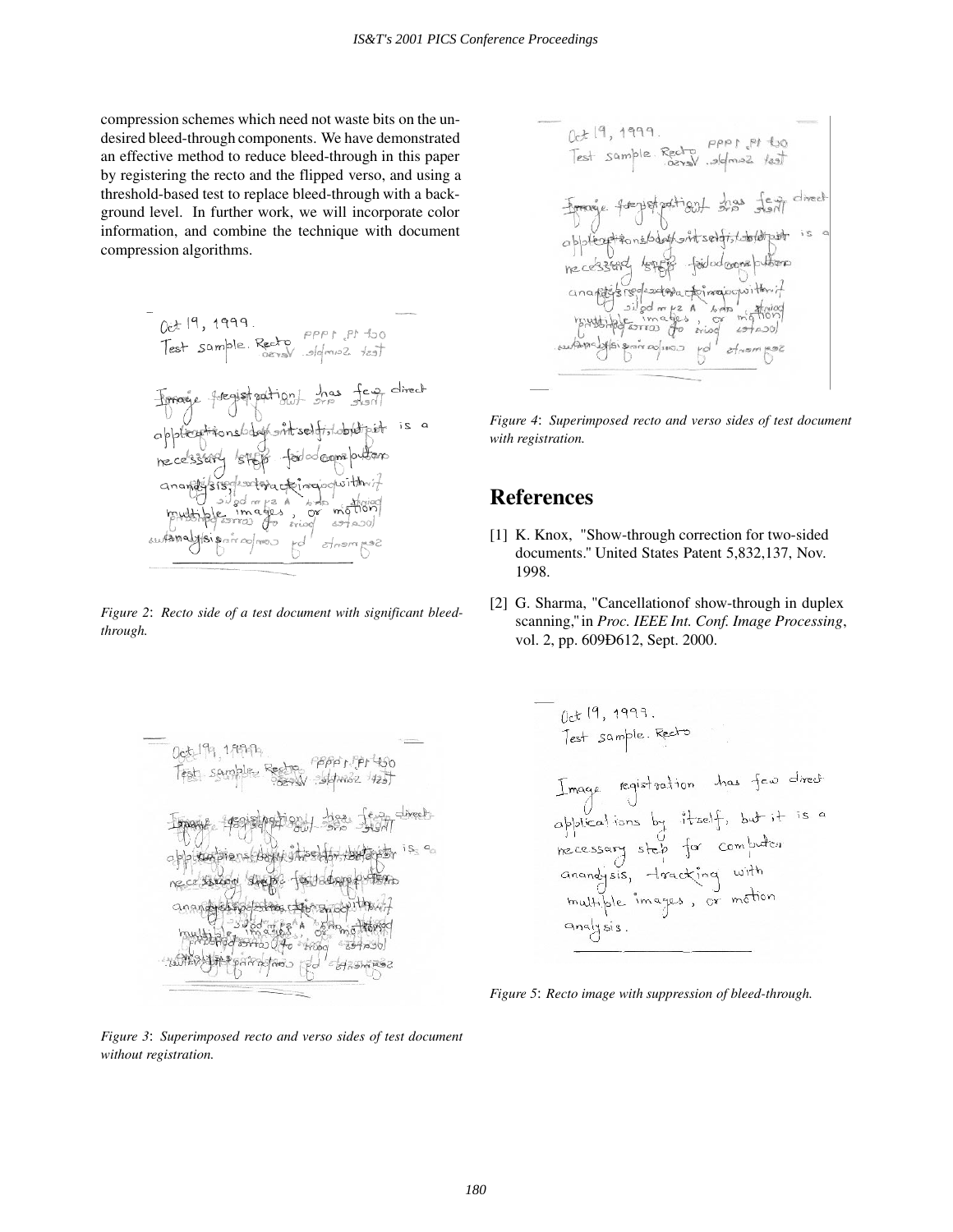compression schemes which need not waste bits on the undesired bleed-through components. We have demonstrated an effective method to reduce bleed-through in this paper by registering the recto and the flipped verso, and using a threshold-based test to replace bleed-through with a background level. In further work, we will incorporate color information, and combine the technique with document compression algorithms.

*Figure 2*: *Recto side of a test document with significant bleed-through.*

*Figure 3*: *Superimposed recto and verso sides of test document without registration.*

*Figure 4*: *Superimposed recto and verso sides of test document with registration.*

## References

[1] K. Knox, "Show-through correction for two-sided documents." United States Patent 5,832,137, Nov. 1998.

[2] G. Sharma, "Cancellationof show-through in duplex scanning," in *Proc. IEEE Int. Conf. Image Processing*, vol. 2, pp. 609Ð612, Sept. 2000.

*Figure 5*: *Recto image with suppression of bleed-through.*